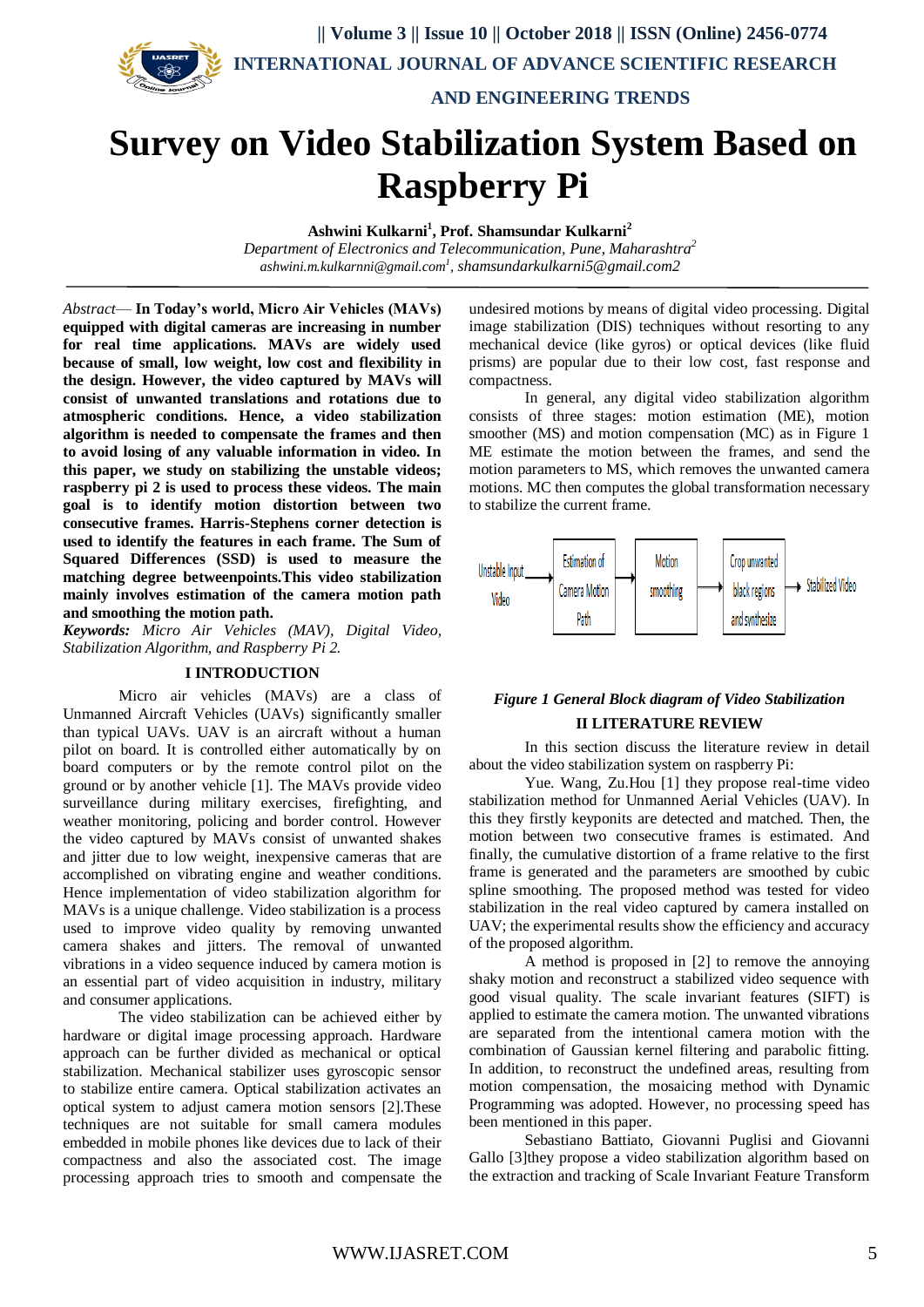# Survey on Video Stabilization System Based on Raspberry Pi

**Ashwini Kulkarni[1], Prof. Shamsundar Kulkarni[2]**

*Department of Electronics and Telecommunication, Pune, Maharashtra[2]*

*ashwini.m.kulkarnni@gmail.com[1], shamsundarkulkarni5@gmail.com2*

*Abstract*— **In Today's world, Micro Air Vehicles (MAVs) equipped with digital cameras are increasing in number for real time applications. MAVs are widely used because of small, low weight, low cost and flexibility in the design. However, the video captured by MAVs will consist of unwanted translations and rotations due to atmospheric conditions. Hence, a video stabilization algorithm is needed to compensate the frames and then to avoid losing of any valuable information in video. In this paper, we study on stabilizing the unstable videos; raspberry pi 2 is used to process these videos. The main goal is to identify motion distortion between two consecutive frames. Harris-Stephens corner detection is used to identify the features in each frame. The Sum of Squared Differences (SSD) is used to measure the matching degree betweenpoints.This video stabilization mainly involves estimation of the camera motion path and smoothing the motion path.**

***Keywords:*** *Micro Air Vehicles (MAV), Digital Video, Stabilization Algorithm, and Raspberry Pi 2.*

## I INTRODUCTION

Micro air vehicles (MAVs) are a class of Unmanned Aircraft Vehicles (UAVs) significantly smaller than typical UAVs. UAV is an aircraft without a human pilot on board. It is controlled either automatically by on board computers or by the remote control pilot on the ground or by another vehicle [1]. The MAVs provide video surveillance during military exercises, firefighting, and weather monitoring, policing and border control. However the video captured by MAVs consist of unwanted shakes and jitter due to low weight, inexpensive cameras that are accomplished on vibrating engine and weather conditions. Hence implementation of video stabilization algorithm for MAVs is a unique challenge. Video stabilization is a process used to improve video quality by removing unwanted camera shakes and jitters. The removal of unwanted vibrations in a video sequence induced by camera motion is an essential part of video acquisition in industry, military and consumer applications.

The video stabilization can be achieved either by hardware or digital image processing approach. Hardware approach can be further divided as mechanical or optical stabilization. Mechanical stabilizer uses gyroscopic sensor to stabilize entire camera. Optical stabilization activates an optical system to adjust camera motion sensors [2].These techniques are not suitable for small camera modules embedded in mobile phones like devices due to lack of their compactness and also the associated cost. The image processing approach tries to smooth and compensate the undesired motions by means of digital video processing. Digital image stabilization (DIS) techniques without resorting to any mechanical device (like gyros) or optical devices (like fluid prisms) are popular due to their low cost, fast response and compactness.

In general, any digital video stabilization algorithm consists of three stages: motion estimation (ME), motion smoother (MS) and motion compensation (MC) as in Figure 1 ME estimate the motion between the frames, and send the motion parameters to MS, which removes the unwanted camera motions. MC then computes the global transformation necessary to stabilize the current frame.

Unstable Input Video → Estimation of Camera Motion Path → Motion smoothing → Crop unwanted black regions and synthesize → Stabilized Video

***Figure 1 General Block diagram of Video Stabilization***

## II LITERATURE REVIEW

In this section discuss the literature review in detail about the video stabilization system on raspberry Pi:

Yue. Wang, Zu.Hou [1] they propose real-time video stabilization method for Unmanned Aerial Vehicles (UAV). In this they firstly keyponits are detected and matched. Then, the motion between two consecutive frames is estimated. And finally, the cumulative distortion of a frame relative to the first frame is generated and the parameters are smoothed by cubic spline smoothing. The proposed method was tested for video stabilization in the real video captured by camera installed on UAV; the experimental results show the efficiency and accuracy of the proposed algorithm.

A method is proposed in [2] to remove the annoying shaky motion and reconstruct a stabilized video sequence with good visual quality. The scale invariant features (SIFT) is applied to estimate the camera motion. The unwanted vibrations are separated from the intentional camera motion with the combination of Gaussian kernel filtering and parabolic fitting. In addition, to reconstruct the undefined areas, resulting from motion compensation, the mosaicing method with Dynamic Programming was adopted. However, no processing speed has been mentioned in this paper.

Sebastiano Battiato, Giovanni Puglisi and Giovanni Gallo [3]they propose a video stabilization algorithm based on the extraction and tracking of Scale Invariant Feature Transform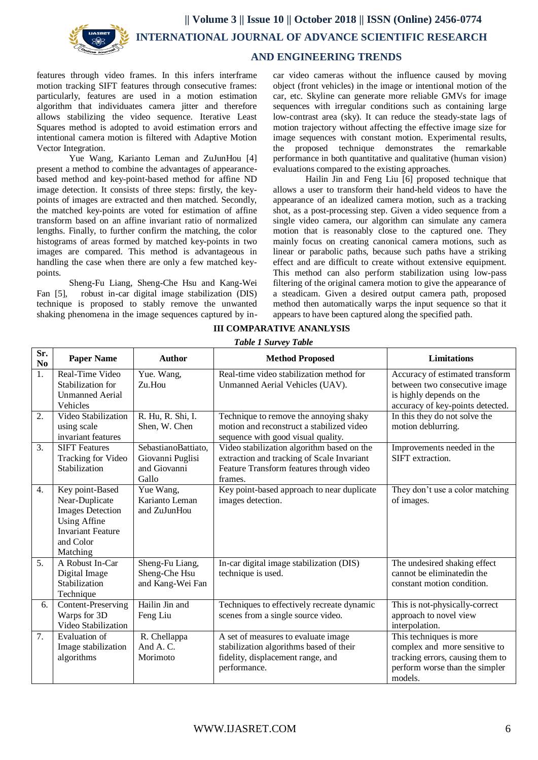features through video frames. In this infers interframe motion tracking SIFT features through consecutive frames: particularly, features are used in a motion estimation algorithm that individuates camera jitter and therefore allows stabilizing the video sequence. Iterative Least Squares method is adopted to avoid estimation errors and intentional camera motion is filtered with Adaptive Motion Vector Integration.

Yue Wang, Karianto Leman and ZuJunHou [4] present a method to combine the advantages of appearance-based method and key-point-based method for affine ND image detection. It consists of three steps: firstly, the key-points of images are extracted and then matched. Secondly, the matched key-points are voted for estimation of affine transform based on an affine invariant ratio of normalized lengths. Finally, to further confirm the matching, the color histograms of areas formed by matched key-points in two images are compared. This method is advantageous in handling the case when there are only a few matched key-points.

Sheng-Fu Liang, Sheng-Che Hsu and Kang-Wei Fan [5], robust in-car digital image stabilization (DIS) technique is proposed to stably remove the unwanted shaking phenomena in the image sequences captured by in-car video cameras without the influence caused by moving object (front vehicles) in the image or intentional motion of the car, etc. Skyline can generate more reliable GMVs for image sequences with irregular conditions such as containing large low-contrast area (sky). It can reduce the steady-state lags of motion trajectory without affecting the effective image size for image sequences with constant motion. Experimental results, the proposed technique demonstrates the remarkable performance in both quantitative and qualitative (human vision) evaluations compared to the existing approaches.

Hailin Jin and Feng Liu [6] proposed technique that allows a user to transform their hand-held videos to have the appearance of an idealized camera motion, such as a tracking shot, as a post-processing step. Given a video sequence from a single video camera, our algorithm can simulate any camera motion that is reasonably close to the captured one. They mainly focus on creating canonical camera motions, such as linear or parabolic paths, because such paths have a striking effect and are difficult to create without extensive equipment. This method can also perform stabilization using low-pass filtering of the original camera motion to give the appearance of a steadicam. Given a desired output camera path, proposed method then automatically warps the input sequence so that it appears to have been captured along the specified path.

## III COMPARATIVE ANANLYSIS

*Table 1 Survey Table*

| Sr. No | Paper Name | Author | Method Proposed | Limitations |
|---|---|---|---|---|
| 1. | Real-Time Video Stabilization for Unmanned Aerial Vehicles | Yue. Wang, Zu.Hou | Real-time video stabilization method for Unmanned Aerial Vehicles (UAV). | Accuracy of estimated transform between two consecutive image is highly depends on the accuracy of key-points detected. |
| 2. | Video Stabilization using scale invariant features | R. Hu, R. Shi, I. Shen, W. Chen | Technique to remove the annoying shaky motion and reconstruct a stabilized video sequence with good visual quality. | In this they do not solve the motion deblurring. |
| 3. | SIFT Features Tracking for Video Stabilization | SebastianoBattiato, Giovanni Puglisi and Giovanni Gallo | Video stabilization algorithm based on the extraction and tracking of Scale Invariant Feature Transform features through video frames. | Improvements needed in the SIFT extraction. |
| 4. | Key point-Based Near-Duplicate Images Detection Using Affine Invariant Feature and Color Matching | Yue Wang, Karianto Leman and ZuJunHou | Key point-based approach to near duplicate images detection. | They don't use a color matching of images. |
| 5. | A Robust In-Car Digital Image Stabilization Technique | Sheng-Fu Liang, Sheng-Che Hsu and Kang-Wei Fan | In-car digital image stabilization (DIS) technique is used. | The undesired shaking effect cannot be eliminatedin the constant motion condition. |
| 6. | Content-Preserving Warps for 3D Video Stabilization | Hailin Jin and Feng Liu | Techniques to effectively recreate dynamic scenes from a single source video. | This is not-physically-correct approach to novel view interpolation. |
| 7. | Evaluation of Image stabilization algorithms | R. Chellappa And A. C. Morimoto | A set of measures to evaluate image stabilization algorithms based of their fidelity, displacement range, and performance. | This techniques is more complex and more sensitive to tracking errors, causing them to perform worse than the simpler models. |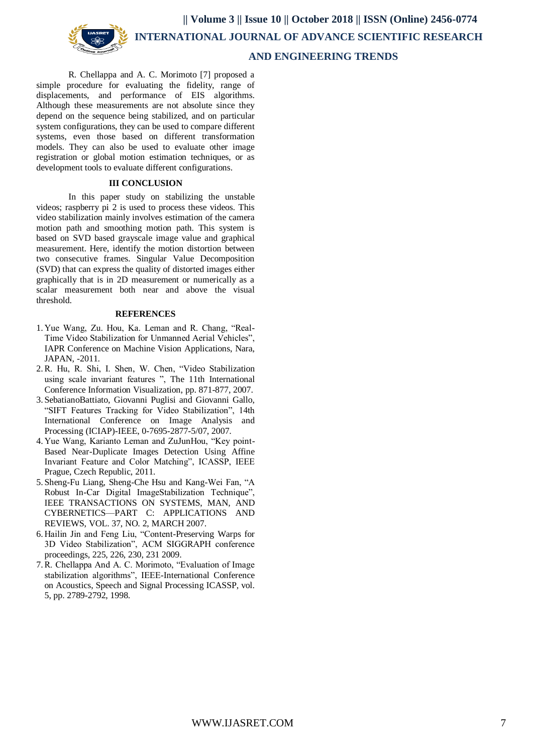R. Chellappa and A. C. Morimoto [7] proposed a simple procedure for evaluating the fidelity, range of displacements, and performance of EIS algorithms. Although these measurements are not absolute since they depend on the sequence being stabilized, and on particular system configurations, they can be used to compare different systems, even those based on different transformation models. They can also be used to evaluate other image registration or global motion estimation techniques, or as development tools to evaluate different configurations.

## III CONCLUSION

In this paper study on stabilizing the unstable videos; raspberry pi 2 is used to process these videos. This video stabilization mainly involves estimation of the camera motion path and smoothing motion path. This system is based on SVD based grayscale image value and graphical measurement. Here, identify the motion distortion between two consecutive frames. Singular Value Decomposition (SVD) that can express the quality of distorted images either graphically that is in 2D measurement or numerically as a scalar measurement both near and above the visual threshold.

## REFERENCES

1. Yue Wang, Zu. Hou, Ka. Leman and R. Chang, "Real-Time Video Stabilization for Unmanned Aerial Vehicles", IAPR Conference on Machine Vision Applications, Nara, JAPAN, -2011.
2. R. Hu, R. Shi, I. Shen, W. Chen, "Video Stabilization using scale invariant features ", The 11th International Conference Information Visualization, pp. 871-877, 2007.
3. SebatianoBattiato, Giovanni Puglisi and Giovanni Gallo, "SIFT Features Tracking for Video Stabilization", 14th International Conference on Image Analysis and Processing (ICIAP)-IEEE, 0-7695-2877-5/07, 2007.
4. Yue Wang, Karianto Leman and ZuJunHou, "Key point-Based Near-Duplicate Images Detection Using Affine Invariant Feature and Color Matching", ICASSP, IEEE Prague, Czech Republic, 2011.
5. Sheng-Fu Liang, Sheng-Che Hsu and Kang-Wei Fan, "A Robust In-Car Digital ImageStabilization Technique", IEEE TRANSACTIONS ON SYSTEMS, MAN, AND CYBERNETICS—PART C: APPLICATIONS AND REVIEWS, VOL. 37, NO. 2, MARCH 2007.
6. Hailin Jin and Feng Liu, "Content-Preserving Warps for 3D Video Stabilization", ACM SIGGRAPH conference proceedings, 225, 226, 230, 231 2009.
7. R. Chellappa And A. C. Morimoto, "Evaluation of Image stabilization algorithms", IEEE-International Conference on Acoustics, Speech and Signal Processing ICASSP, vol. 5, pp. 2789-2792, 1998.